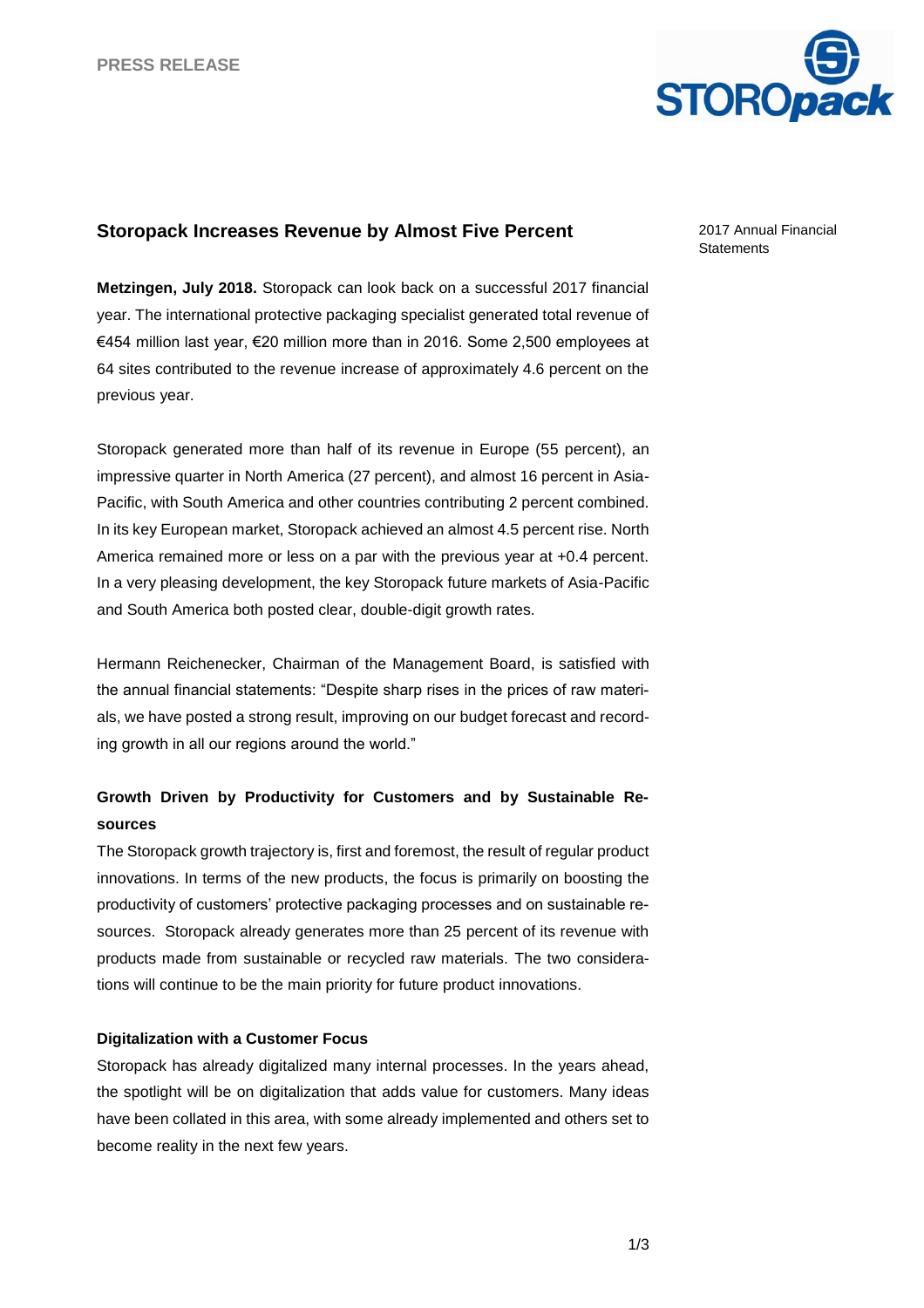PRESS RELEASE

# Storopack Increases Revenue by Almost Five Percent

2017 Annual Financial Statements

**Metzingen, July 2018.** Storopack can look back on a successful 2017 financial year. The international protective packaging specialist generated total revenue of €454 million last year, €20 million more than in 2016. Some 2,500 employees at 64 sites contributed to the revenue increase of approximately 4.6 percent on the previous year.

Storopack generated more than half of its revenue in Europe (55 percent), an impressive quarter in North America (27 percent), and almost 16 percent in Asia-Pacific, with South America and other countries contributing 2 percent combined. In its key European market, Storopack achieved an almost 4.5 percent rise. North America remained more or less on a par with the previous year at +0.4 percent. In a very pleasing development, the key Storopack future markets of Asia-Pacific and South America both posted clear, double-digit growth rates.

Hermann Reichenecker, Chairman of the Management Board, is satisfied with the annual financial statements: "Despite sharp rises in the prices of raw materials, we have posted a strong result, improving on our budget forecast and recording growth in all our regions around the world."

## Growth Driven by Productivity for Customers and by Sustainable Resources

The Storopack growth trajectory is, first and foremost, the result of regular product innovations. In terms of the new products, the focus is primarily on boosting the productivity of customers' protective packaging processes and on sustainable resources. Storopack already generates more than 25 percent of its revenue with products made from sustainable or recycled raw materials. The two considerations will continue to be the main priority for future product innovations.

## Digitalization with a Customer Focus

Storopack has already digitalized many internal processes. In the years ahead, the spotlight will be on digitalization that adds value for customers. Many ideas have been collated in this area, with some already implemented and others set to become reality in the next few years.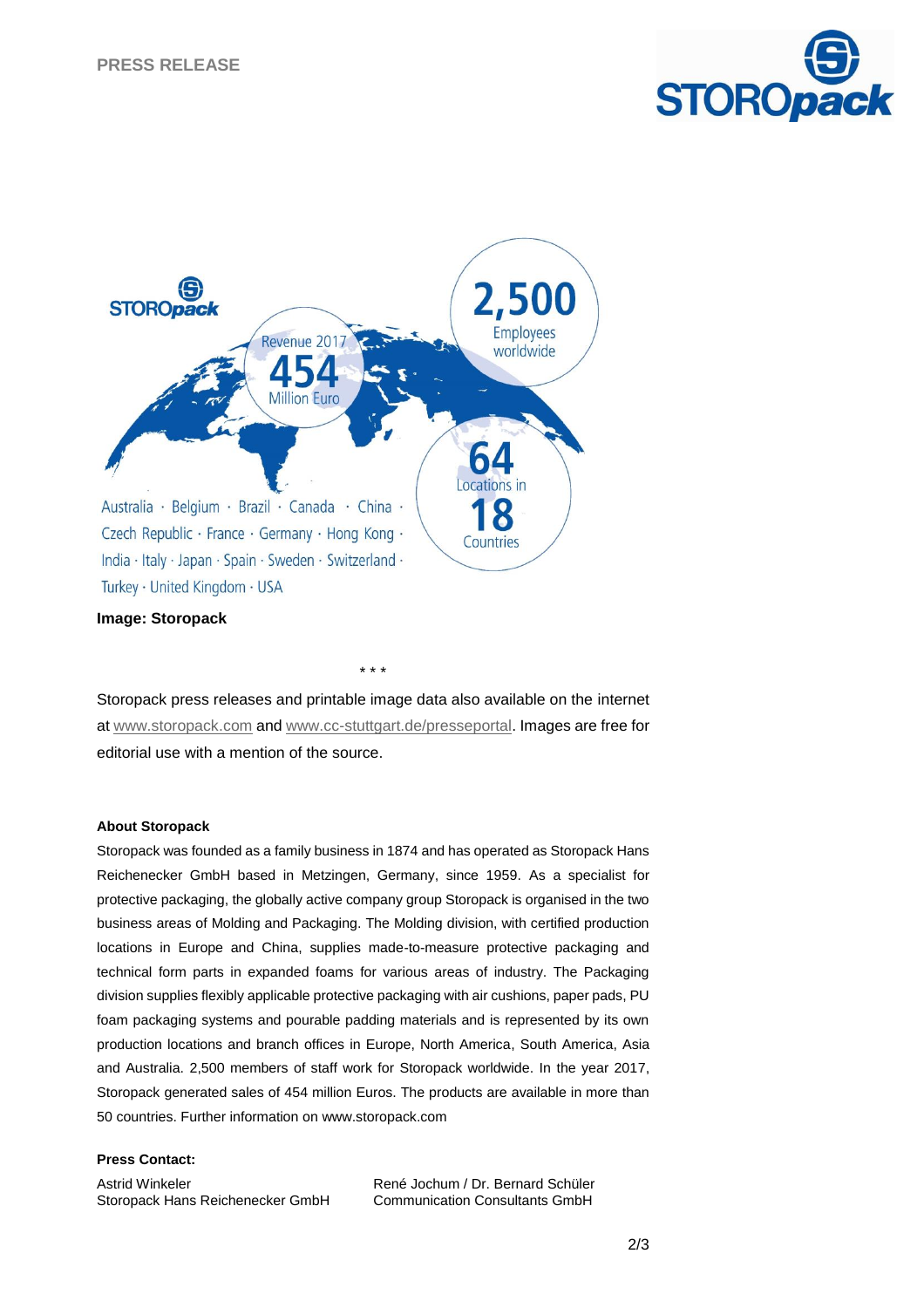Australia · Belgium · Brazil · Canada · China · Czech Republic · France · Germany · Hong Kong · India · Italy · Japan · Spain · Sweden · Switzerland · Turkey · United Kingdom · USA

Revenue 2017 454 Million Euro

2,500 Employees worldwide

64 Locations in 18 Countries

**Image: Storopack**

\* \* \*

Storopack press releases and printable image data also available on the internet at www.storopack.com and www.cc-stuttgart.de/presseportal. Images are free for editorial use with a mention of the source.

**About Storopack**

Storopack was founded as a family business in 1874 and has operated as Storopack Hans Reichenecker GmbH based in Metzingen, Germany, since 1959. As a specialist for protective packaging, the globally active company group Storopack is organised in the two business areas of Molding and Packaging. The Molding division, with certified production locations in Europe and China, supplies made-to-measure protective packaging and technical form parts in expanded foams for various areas of industry. The Packaging division supplies flexibly applicable protective packaging with air cushions, paper pads, PU foam packaging systems and pourable padding materials and is represented by its own production locations and branch offices in Europe, North America, South America, Asia and Australia. 2,500 members of staff work for Storopack worldwide. In the year 2017, Storopack generated sales of 454 million Euros. The products are available in more than 50 countries. Further information on www.storopack.com

**Press Contact:**

Astrid Winkeler
Storopack Hans Reichenecker GmbH

René Jochum / Dr. Bernard Schüler
Communication Consultants GmbH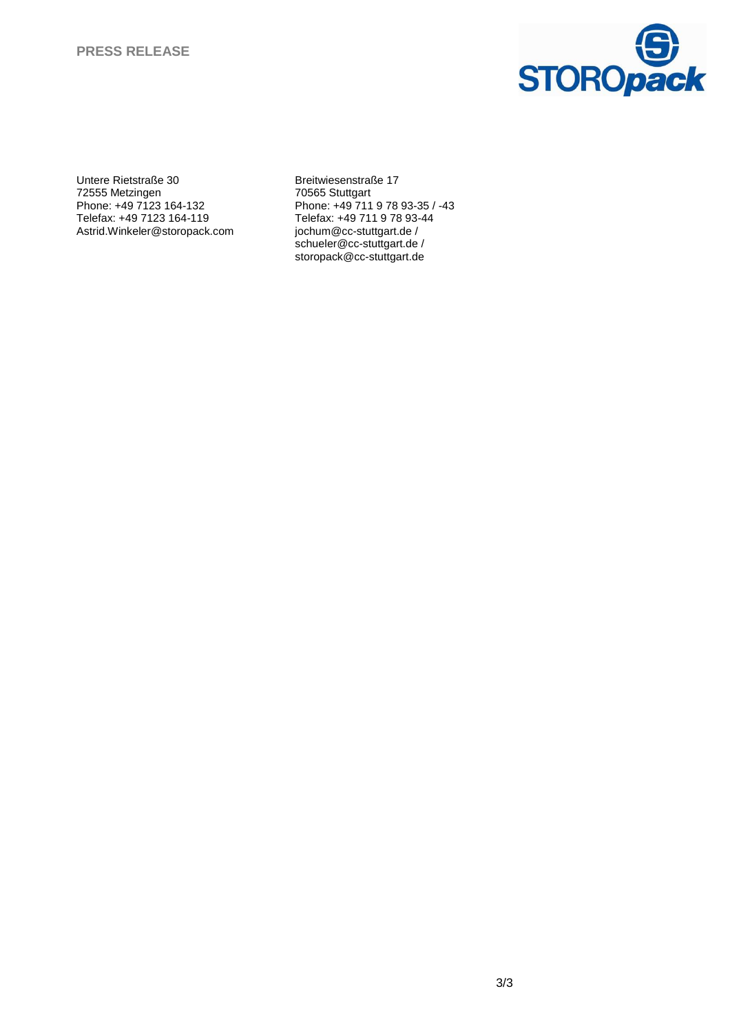Untere Rietstraße 30
72555 Metzingen
Phone: +49 7123 164-132
Telefax: +49 7123 164-119
Astrid.Winkeler@storopack.com

Breitwiesenstraße 17
70565 Stuttgart
Phone: +49 711 9 78 93-35 / -43
Telefax: +49 711 9 78 93-44
jochum@cc-stuttgart.de /
schueler@cc-stuttgart.de /
storopack@cc-stuttgart.de